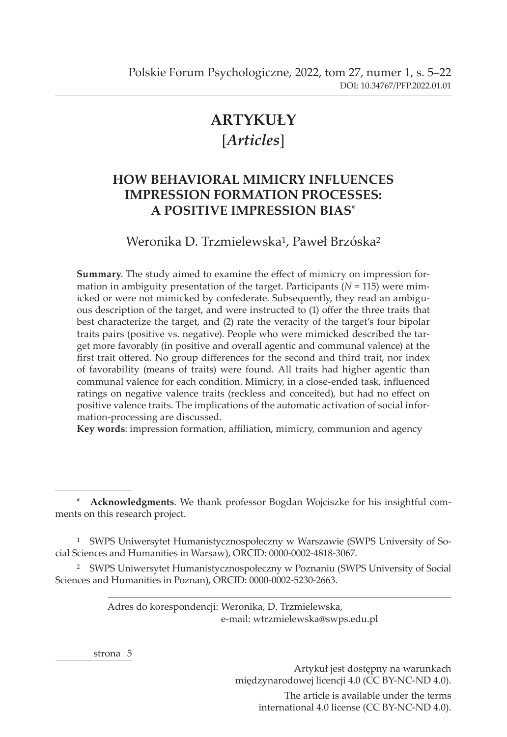# ARTYKUŁY

## [*Articles*]

### HOW BEHAVIORAL MIMICRY INFLUENCES IMPRESSION FORMATION PROCESSES: A POSITIVE IMPRESSION BIAS*

Weronika D. Trzmielewska[1], Paweł Brzóska[2]

**Summary**. The study aimed to examine the effect of mimicry on impression formation in ambiguity presentation of the target. Participants ($N$ = 115) were mimicked or were not mimicked by confederate. Subsequently, they read an ambiguous description of the target, and were instructed to (1) offer the three traits that best characterize the target, and (2) rate the veracity of the target's four bipolar traits pairs (positive vs. negative). People who were mimicked described the target more favorably (in positive and overall agentic and communal valence) at the first trait offered. No group differences for the second and third trait, nor index of favorability (means of traits) were found. All traits had higher agentic than communal valence for each condition. Mimicry, in a close-ended task, influenced ratings on negative valence traits (reckless and conceited), but had no effect on positive valence traits. The implications of the automatic activation of social information-processing are discussed.

**Key words**: impression formation, affiliation, mimicry, communion and agency

---

\* **Acknowledgments**. We thank professor Bogdan Wojciszke for his insightful comments on this research project.

[1] SWPS Uniwersytet Humanistycznospołeczny w Warszawie (SWPS University of Social Sciences and Humanities in Warsaw), ORCID: 0000-0002-4818-3067.

[2] SWPS Uniwersytet Humanistycznospołeczny w Poznaniu (SWPS University of Social Sciences and Humanities in Poznan), ORCID: 0000-0002-5230-2663.

Adres do korespondencji: Weronika, D. Trzmielewska, e-mail: wtrzmielewska@swps.edu.pl

Artykuł jest dostępny na warunkach międzynarodowej licencji 4.0 (CC BY-NC-ND 4.0).

The article is available under the terms international 4.0 license (CC BY-NC-ND 4.0).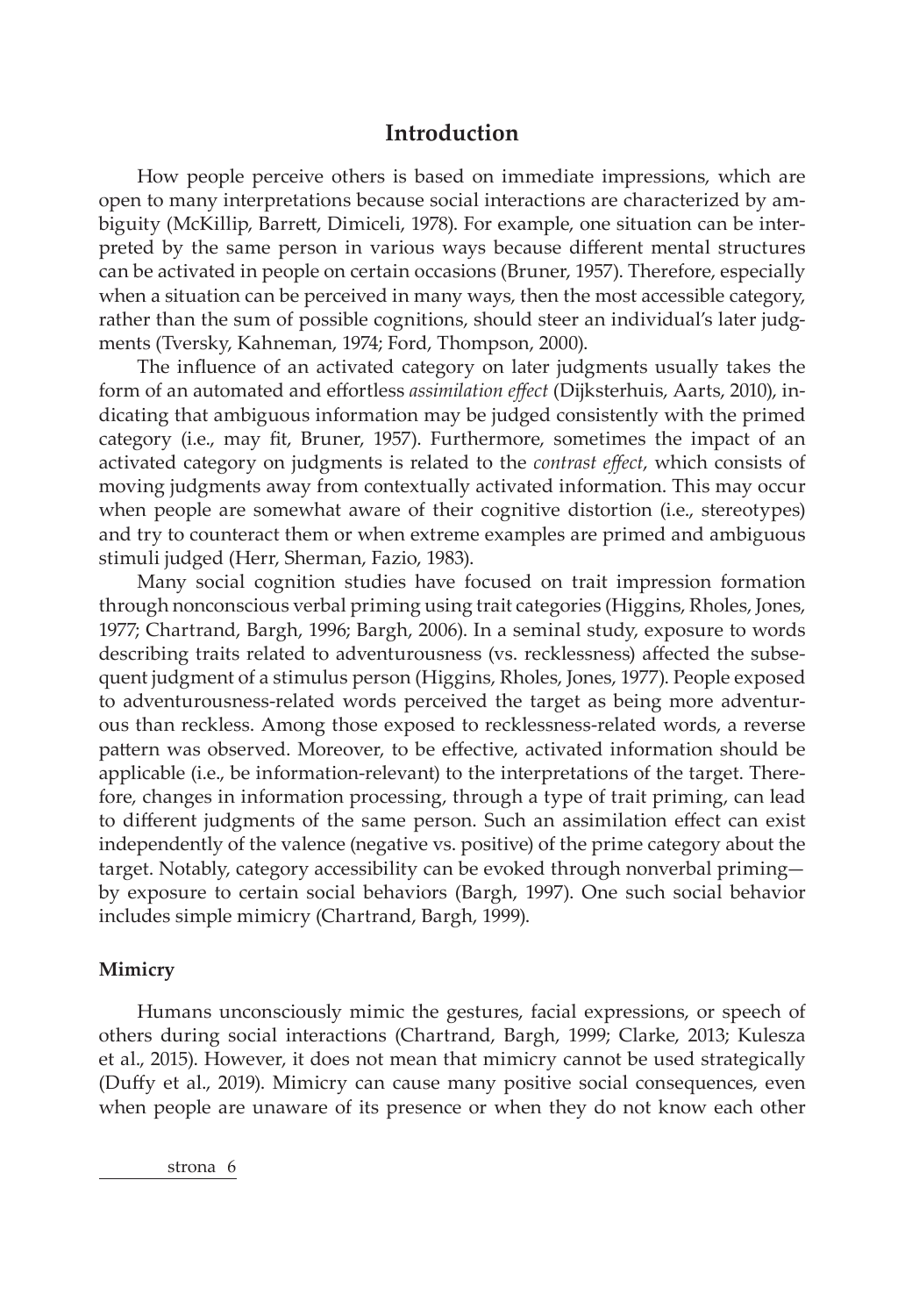# Introduction

How people perceive others is based on immediate impressions, which are open to many interpretations because social interactions are characterized by ambiguity (McKillip, Barrett, Dimiceli, 1978). For example, one situation can be interpreted by the same person in various ways because different mental structures can be activated in people on certain occasions (Bruner, 1957). Therefore, especially when a situation can be perceived in many ways, then the most accessible category, rather than the sum of possible cognitions, should steer an individual's later judgments (Tversky, Kahneman, 1974; Ford, Thompson, 2000).

The influence of an activated category on later judgments usually takes the form of an automated and effortless *assimilation effect* (Dijksterhuis, Aarts, 2010), indicating that ambiguous information may be judged consistently with the primed category (i.e., may fit, Bruner, 1957). Furthermore, sometimes the impact of an activated category on judgments is related to the *contrast effect*, which consists of moving judgments away from contextually activated information. This may occur when people are somewhat aware of their cognitive distortion (i.e., stereotypes) and try to counteract them or when extreme examples are primed and ambiguous stimuli judged (Herr, Sherman, Fazio, 1983).

Many social cognition studies have focused on trait impression formation through nonconscious verbal priming using trait categories (Higgins, Rholes, Jones, 1977; Chartrand, Bargh, 1996; Bargh, 2006). In a seminal study, exposure to words describing traits related to adventurousness (vs. recklessness) affected the subsequent judgment of a stimulus person (Higgins, Rholes, Jones, 1977). People exposed to adventurousness-related words perceived the target as being more adventurous than reckless. Among those exposed to recklessness-related words, a reverse pattern was observed. Moreover, to be effective, activated information should be applicable (i.e., be information-relevant) to the interpretations of the target. Therefore, changes in information processing, through a type of trait priming, can lead to different judgments of the same person. Such an assimilation effect can exist independently of the valence (negative vs. positive) of the prime category about the target. Notably, category accessibility can be evoked through nonverbal priming—by exposure to certain social behaviors (Bargh, 1997). One such social behavior includes simple mimicry (Chartrand, Bargh, 1999).

## Mimicry

Humans unconsciously mimic the gestures, facial expressions, or speech of others during social interactions (Chartrand, Bargh, 1999; Clarke, 2013; Kulesza et al., 2015). However, it does not mean that mimicry cannot be used strategically (Duffy et al., 2019). Mimicry can cause many positive social consequences, even when people are unaware of its presence or when they do not know each other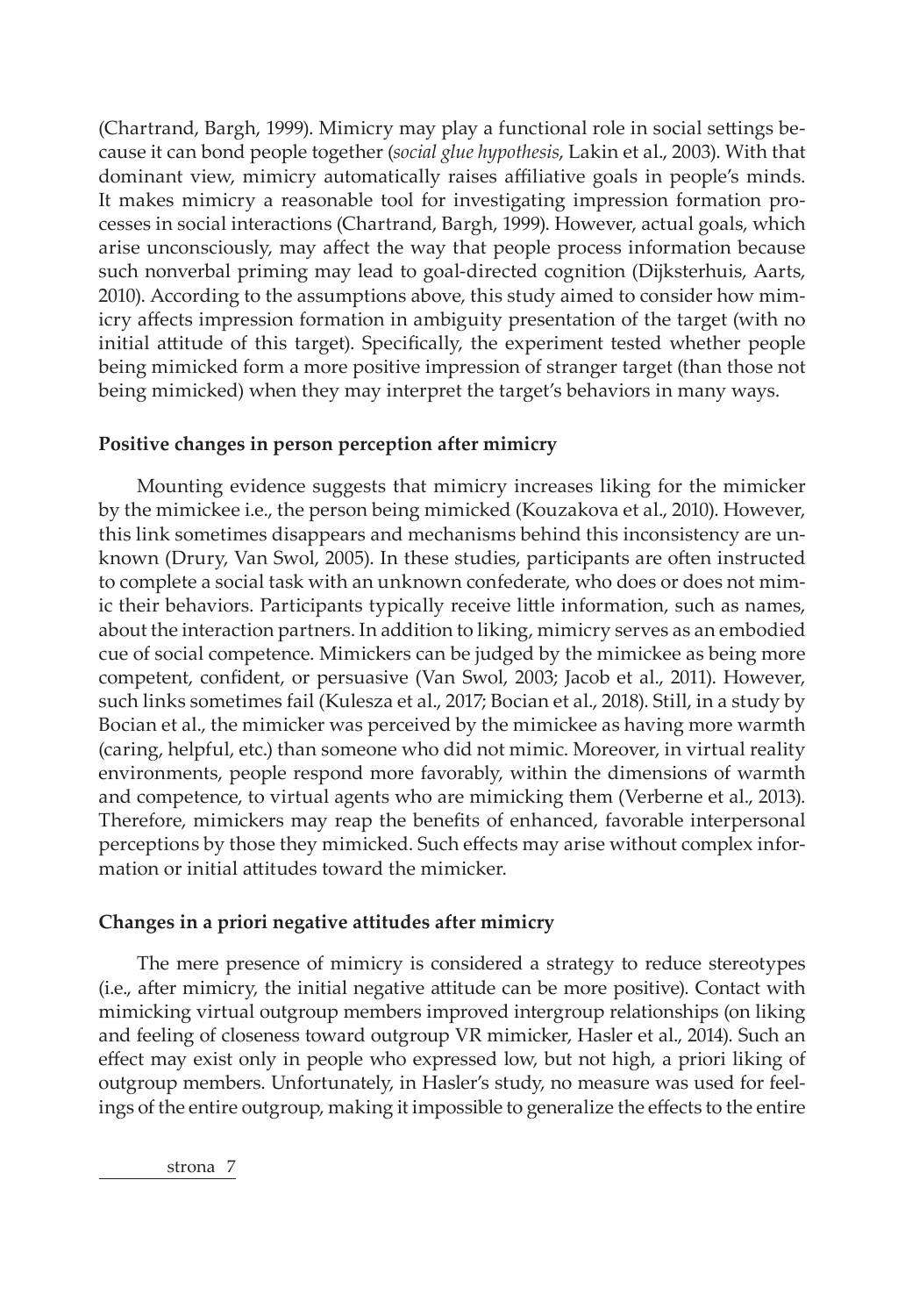(Chartrand, Bargh, 1999). Mimicry may play a functional role in social settings because it can bond people together (*social glue hypothesis*, Lakin et al., 2003). With that dominant view, mimicry automatically raises affiliative goals in people's minds. It makes mimicry a reasonable tool for investigating impression formation processes in social interactions (Chartrand, Bargh, 1999). However, actual goals, which arise unconsciously, may affect the way that people process information because such nonverbal priming may lead to goal-directed cognition (Dijksterhuis, Aarts, 2010). According to the assumptions above, this study aimed to consider how mimicry affects impression formation in ambiguity presentation of the target (with no initial attitude of this target). Specifically, the experiment tested whether people being mimicked form a more positive impression of stranger target (than those not being mimicked) when they may interpret the target's behaviors in many ways.

### Positive changes in person perception after mimicry

Mounting evidence suggests that mimicry increases liking for the mimicker by the mimickee i.e., the person being mimicked (Kouzakova et al., 2010). However, this link sometimes disappears and mechanisms behind this inconsistency are unknown (Drury, Van Swol, 2005). In these studies, participants are often instructed to complete a social task with an unknown confederate, who does or does not mimic their behaviors. Participants typically receive little information, such as names, about the interaction partners. In addition to liking, mimicry serves as an embodied cue of social competence. Mimickers can be judged by the mimickee as being more competent, confident, or persuasive (Van Swol, 2003; Jacob et al., 2011). However, such links sometimes fail (Kulesza et al., 2017; Bocian et al., 2018). Still, in a study by Bocian et al., the mimicker was perceived by the mimickee as having more warmth (caring, helpful, etc.) than someone who did not mimic. Moreover, in virtual reality environments, people respond more favorably, within the dimensions of warmth and competence, to virtual agents who are mimicking them (Verberne et al., 2013). Therefore, mimickers may reap the benefits of enhanced, favorable interpersonal perceptions by those they mimicked. Such effects may arise without complex information or initial attitudes toward the mimicker.

### Changes in a priori negative attitudes after mimicry

The mere presence of mimicry is considered a strategy to reduce stereotypes (i.e., after mimicry, the initial negative attitude can be more positive). Contact with mimicking virtual outgroup members improved intergroup relationships (on liking and feeling of closeness toward outgroup VR mimicker, Hasler et al., 2014). Such an effect may exist only in people who expressed low, but not high, a priori liking of outgroup members. Unfortunately, in Hasler's study, no measure was used for feelings of the entire outgroup, making it impossible to generalize the effects to the entire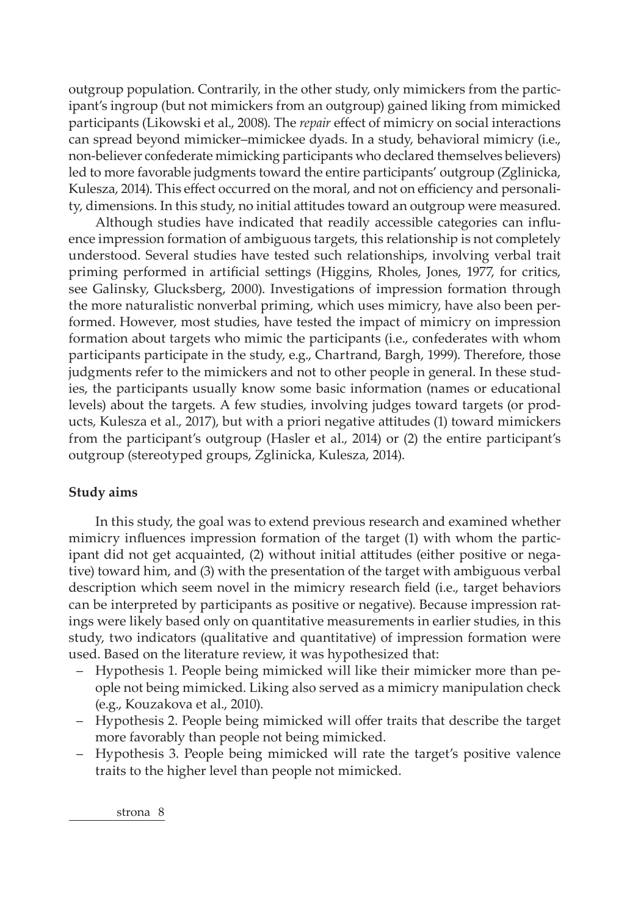outgroup population. Contrarily, in the other study, only mimickers from the participant's ingroup (but not mimickers from an outgroup) gained liking from mimicked participants (Likowski et al., 2008). The *repair* effect of mimicry on social interactions can spread beyond mimicker–mimickee dyads. In a study, behavioral mimicry (i.e., non-believer confederate mimicking participants who declared themselves believers) led to more favorable judgments toward the entire participants' outgroup (Zglinicka, Kulesza, 2014). This effect occurred on the moral, and not on efficiency and personality, dimensions. In this study, no initial attitudes toward an outgroup were measured.

Although studies have indicated that readily accessible categories can influence impression formation of ambiguous targets, this relationship is not completely understood. Several studies have tested such relationships, involving verbal trait priming performed in artificial settings (Higgins, Rholes, Jones, 1977, for critics, see Galinsky, Glucksberg, 2000). Investigations of impression formation through the more naturalistic nonverbal priming, which uses mimicry, have also been performed. However, most studies, have tested the impact of mimicry on impression formation about targets who mimic the participants (i.e., confederates with whom participants participate in the study, e.g., Chartrand, Bargh, 1999). Therefore, those judgments refer to the mimickers and not to other people in general. In these studies, the participants usually know some basic information (names or educational levels) about the targets. A few studies, involving judges toward targets (or products, Kulesza et al., 2017), but with a priori negative attitudes (1) toward mimickers from the participant's outgroup (Hasler et al., 2014) or (2) the entire participant's outgroup (stereotyped groups, Zglinicka, Kulesza, 2014).

**Study aims**

In this study, the goal was to extend previous research and examined whether mimicry influences impression formation of the target (1) with whom the participant did not get acquainted, (2) without initial attitudes (either positive or negative) toward him, and (3) with the presentation of the target with ambiguous verbal description which seem novel in the mimicry research field (i.e., target behaviors can be interpreted by participants as positive or negative). Because impression ratings were likely based only on quantitative measurements in earlier studies, in this study, two indicators (qualitative and quantitative) of impression formation were used. Based on the literature review, it was hypothesized that:

- Hypothesis 1. People being mimicked will like their mimicker more than people not being mimicked. Liking also served as a mimicry manipulation check (e.g., Kouzakova et al., 2010).
- Hypothesis 2. People being mimicked will offer traits that describe the target more favorably than people not being mimicked.
- Hypothesis 3. People being mimicked will rate the target's positive valence traits to the higher level than people not mimicked.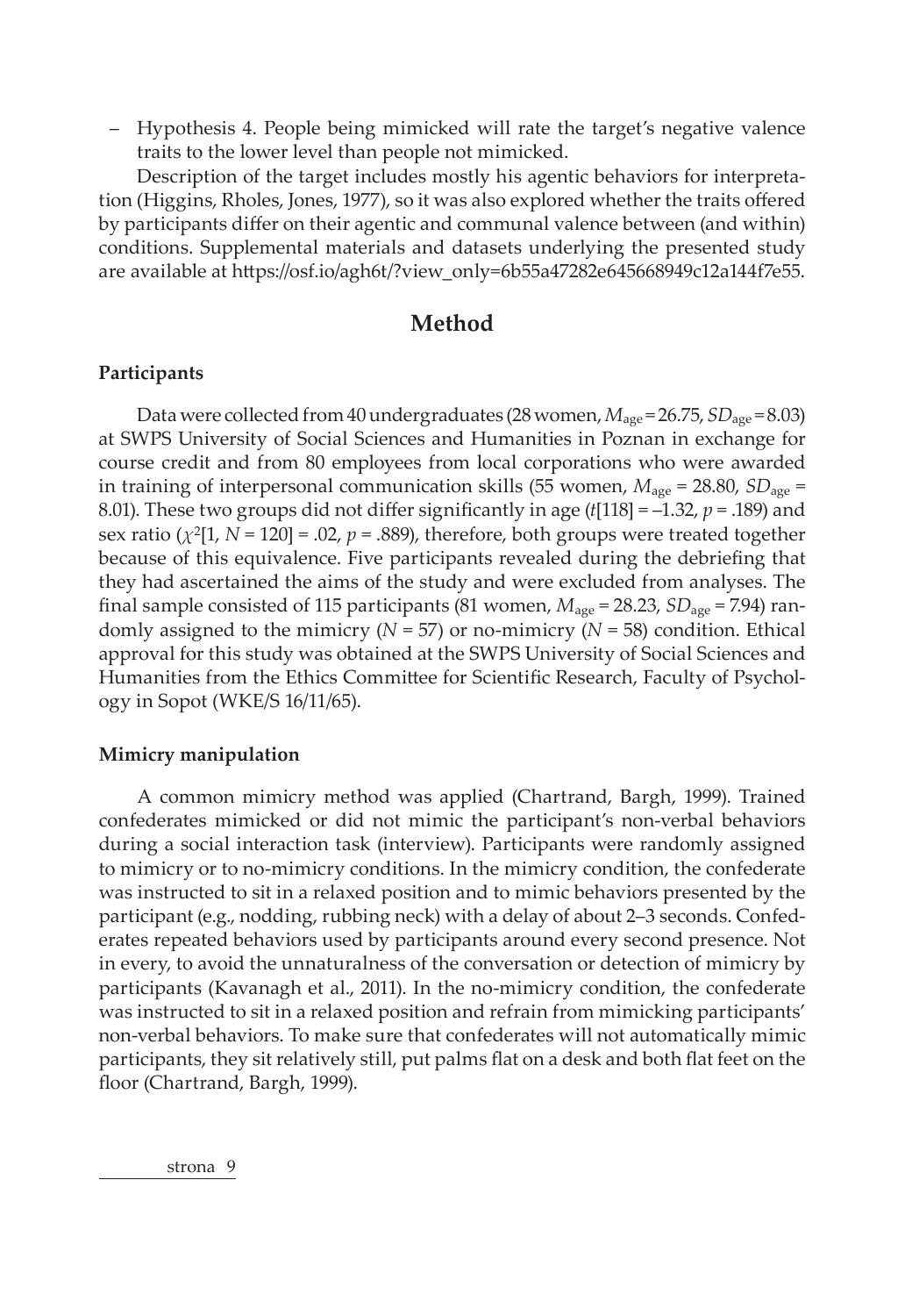– Hypothesis 4. People being mimicked will rate the target's negative valence traits to the lower level than people not mimicked.

Description of the target includes mostly his agentic behaviors for interpretation (Higgins, Rholes, Jones, 1977), so it was also explored whether the traits offered by participants differ on their agentic and communal valence between (and within) conditions. Supplemental materials and datasets underlying the presented study are available at https://osf.io/agh6t/?view_only=6b55a47282e645668949c12a144f7e55.

## Method

### Participants

Data were collected from 40 undergraduates (28 women, $M_{age}$ = 26.75, $SD_{age}$ = 8.03) at SWPS University of Social Sciences and Humanities in Poznan in exchange for course credit and from 80 employees from local corporations who were awarded in training of interpersonal communication skills (55 women, $M_{age}$ = 28.80, $SD_{age}$ = 8.01). These two groups did not differ significantly in age ($t$[118] = –1.32, $p$ = .189) and sex ratio ($\chi^2$[1, $N$ = 120] = .02, $p$ = .889), therefore, both groups were treated together because of this equivalence. Five participants revealed during the debriefing that they had ascertained the aims of the study and were excluded from analyses. The final sample consisted of 115 participants (81 women, $M_{age}$ = 28.23, $SD_{age}$ = 7.94) randomly assigned to the mimicry ($N$ = 57) or no-mimicry ($N$ = 58) condition. Ethical approval for this study was obtained at the SWPS University of Social Sciences and Humanities from the Ethics Committee for Scientific Research, Faculty of Psychology in Sopot (WKE/S 16/11/65).

### Mimicry manipulation

A common mimicry method was applied (Chartrand, Bargh, 1999). Trained confederates mimicked or did not mimic the participant's non-verbal behaviors during a social interaction task (interview). Participants were randomly assigned to mimicry or to no-mimicry conditions. In the mimicry condition, the confederate was instructed to sit in a relaxed position and to mimic behaviors presented by the participant (e.g., nodding, rubbing neck) with a delay of about 2–3 seconds. Confederates repeated behaviors used by participants around every second presence. Not in every, to avoid the unnaturalness of the conversation or detection of mimicry by participants (Kavanagh et al., 2011). In the no-mimicry condition, the confederate was instructed to sit in a relaxed position and refrain from mimicking participants' non-verbal behaviors. To make sure that confederates will not automatically mimic participants, they sit relatively still, put palms flat on a desk and both flat feet on the floor (Chartrand, Bargh, 1999).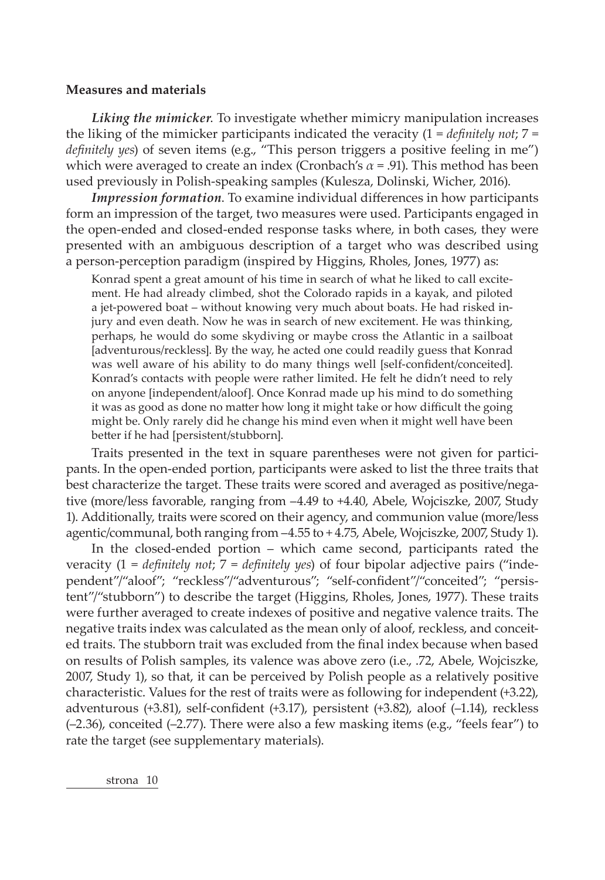**Measures and materials**

***Liking the mimicker***. To investigate whether mimicry manipulation increases the liking of the mimicker participants indicated the veracity (1 = *definitely not*; 7 = *definitely yes*) of seven items (e.g., "This person triggers a positive feeling in me") which were averaged to create an index (Cronbach's $\alpha$ = .91). This method has been used previously in Polish-speaking samples (Kulesza, Dolinski, Wicher, 2016).

***Impression formation***. To examine individual differences in how participants form an impression of the target, two measures were used. Participants engaged in the open-ended and closed-ended response tasks where, in both cases, they were presented with an ambiguous description of a target who was described using a person-perception paradigm (inspired by Higgins, Rholes, Jones, 1977) as:

> Konrad spent a great amount of his time in search of what he liked to call excitement. He had already climbed, shot the Colorado rapids in a kayak, and piloted a jet-powered boat – without knowing very much about boats. He had risked injury and even death. Now he was in search of new excitement. He was thinking, perhaps, he would do some skydiving or maybe cross the Atlantic in a sailboat [adventurous/reckless]. By the way, he acted one could readily guess that Konrad was well aware of his ability to do many things well [self-confident/conceited]. Konrad's contacts with people were rather limited. He felt he didn't need to rely on anyone [independent/aloof]. Once Konrad made up his mind to do something it was as good as done no matter how long it might take or how difficult the going might be. Only rarely did he change his mind even when it might well have been better if he had [persistent/stubborn].

Traits presented in the text in square parentheses were not given for participants. In the open-ended portion, participants were asked to list the three traits that best characterize the target. These traits were scored and averaged as positive/negative (more/less favorable, ranging from –4.49 to +4.40, Abele, Wojciszke, 2007, Study 1). Additionally, traits were scored on their agency, and communion value (more/less agentic/communal, both ranging from –4.55 to + 4.75, Abele, Wojciszke, 2007, Study 1).

In the closed-ended portion – which came second, participants rated the veracity (1 = *definitely not*; 7 = *definitely yes*) of four bipolar adjective pairs ("independent"/"aloof"; "reckless"/"adventurous"; "self-confident"/"conceited"; "persistent"/"stubborn") to describe the target (Higgins, Rholes, Jones, 1977). These traits were further averaged to create indexes of positive and negative valence traits. The negative traits index was calculated as the mean only of aloof, reckless, and conceited traits. The stubborn trait was excluded from the final index because when based on results of Polish samples, its valence was above zero (i.e., .72, Abele, Wojciszke, 2007, Study 1), so that, it can be perceived by Polish people as a relatively positive characteristic. Values for the rest of traits were as following for independent (+3.22), adventurous (+3.81), self-confident (+3.17), persistent (+3.82), aloof (–1.14), reckless (–2.36), conceited (–2.77). There were also a few masking items (e.g., "feels fear") to rate the target (see supplementary materials).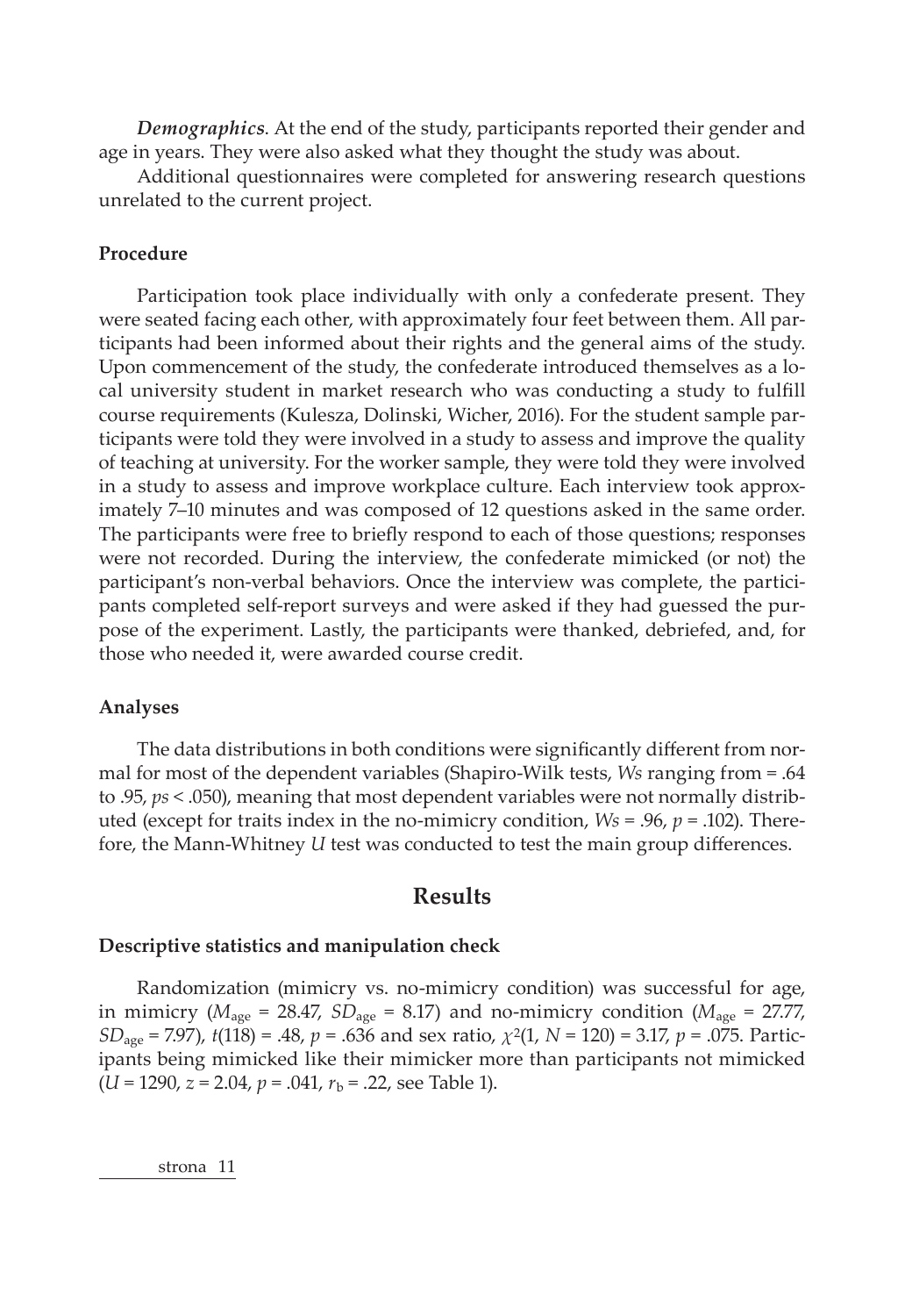***Demographics***. At the end of the study, participants reported their gender and age in years. They were also asked what they thought the study was about.

Additional questionnaires were completed for answering research questions unrelated to the current project.

### Procedure

Participation took place individually with only a confederate present. They were seated facing each other, with approximately four feet between them. All participants had been informed about their rights and the general aims of the study. Upon commencement of the study, the confederate introduced themselves as a local university student in market research who was conducting a study to fulfill course requirements (Kulesza, Dolinski, Wicher, 2016). For the student sample participants were told they were involved in a study to assess and improve the quality of teaching at university. For the worker sample, they were told they were involved in a study to assess and improve workplace culture. Each interview took approximately 7–10 minutes and was composed of 12 questions asked in the same order. The participants were free to briefly respond to each of those questions; responses were not recorded. During the interview, the confederate mimicked (or not) the participant's non-verbal behaviors. Once the interview was complete, the participants completed self-report surveys and were asked if they had guessed the purpose of the experiment. Lastly, the participants were thanked, debriefed, and, for those who needed it, were awarded course credit.

### Analyses

The data distributions in both conditions were significantly different from normal for most of the dependent variables (Shapiro-Wilk tests, *Ws* ranging from = .64 to .95, *ps* < .050), meaning that most dependent variables were not normally distributed (except for traits index in the no-mimicry condition, *Ws* = .96, $p$ = .102). Therefore, the Mann-Whitney *U* test was conducted to test the main group differences.

## Results

### Descriptive statistics and manipulation check

Randomization (mimicry vs. no-mimicry condition) was successful for age, in mimicry ($M_{age}$ = 28.47, $SD_{age}$ = 8.17) and no-mimicry condition ($M_{age}$ = 27.77, $SD_{age}$ = 7.97), $t(118)$ = .48, $p$ = .636 and sex ratio, $\chi^2(1, N = 120)$ = 3.17, $p$ = .075. Participants being mimicked like their mimicker more than participants not mimicked ($U$ = 1290, $z$ = 2.04, $p$ = .041, $r_b$ = .22, see Table 1).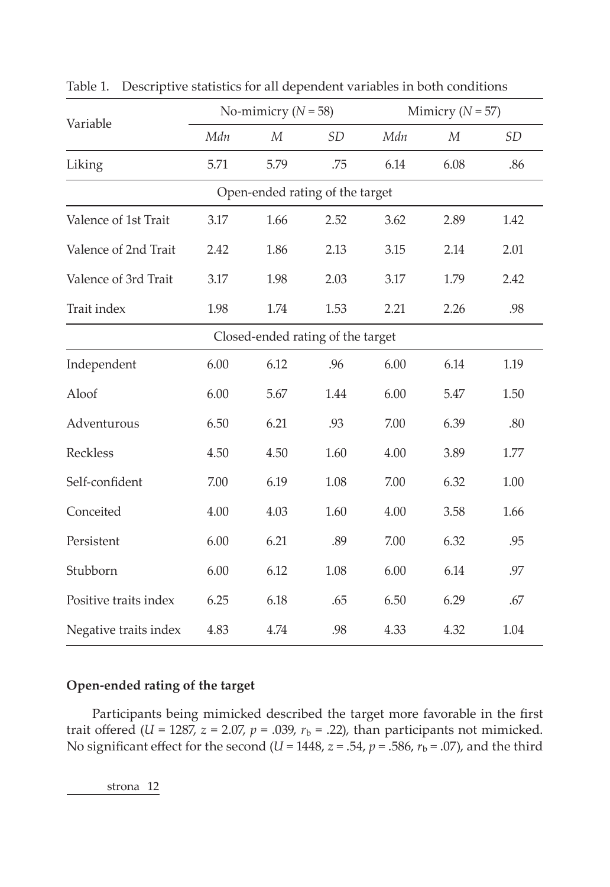Table 1. Descriptive statistics for all dependent variables in both conditions

| Variable | No-mimicry ($N$ = 58) | | | Mimicry ($N$ = 57) | | |
|---|---|---|---|---|---|---|
| | *Mdn* | *M* | *SD* | *Mdn* | *M* | *SD* |
| Liking | 5.71 | 5.79 | .75 | 6.14 | 6.08 | .86 |
| **Open-ended rating of the target** | | | | | | |
| Valence of 1st Trait | 3.17 | 1.66 | 2.52 | 3.62 | 2.89 | 1.42 |
| Valence of 2nd Trait | 2.42 | 1.86 | 2.13 | 3.15 | 2.14 | 2.01 |
| Valence of 3rd Trait | 3.17 | 1.98 | 2.03 | 3.17 | 1.79 | 2.42 |
| Trait index | 1.98 | 1.74 | 1.53 | 2.21 | 2.26 | .98 |
| **Closed-ended rating of the target** | | | | | | |
| Independent | 6.00 | 6.12 | .96 | 6.00 | 6.14 | 1.19 |
| Aloof | 6.00 | 5.67 | 1.44 | 6.00 | 5.47 | 1.50 |
| Adventurous | 6.50 | 6.21 | .93 | 7.00 | 6.39 | .80 |
| Reckless | 4.50 | 4.50 | 1.60 | 4.00 | 3.89 | 1.77 |
| Self-confident | 7.00 | 6.19 | 1.08 | 7.00 | 6.32 | 1.00 |
| Conceited | 4.00 | 4.03 | 1.60 | 4.00 | 3.58 | 1.66 |
| Persistent | 6.00 | 6.21 | .89 | 7.00 | 6.32 | .95 |
| Stubborn | 6.00 | 6.12 | 1.08 | 6.00 | 6.14 | .97 |
| Positive traits index | 6.25 | 6.18 | .65 | 6.50 | 6.29 | .67 |
| Negative traits index | 4.83 | 4.74 | .98 | 4.33 | 4.32 | 1.04 |

**Open-ended rating of the target**

Participants being mimicked described the target more favorable in the first trait offered ($U$ = 1287, $z$ = 2.07, $p$ = .039, $r_b$ = .22), than participants not mimicked. No significant effect for the second ($U$ = 1448, $z$ = .54, $p$ = .586, $r_b$ = .07), and the third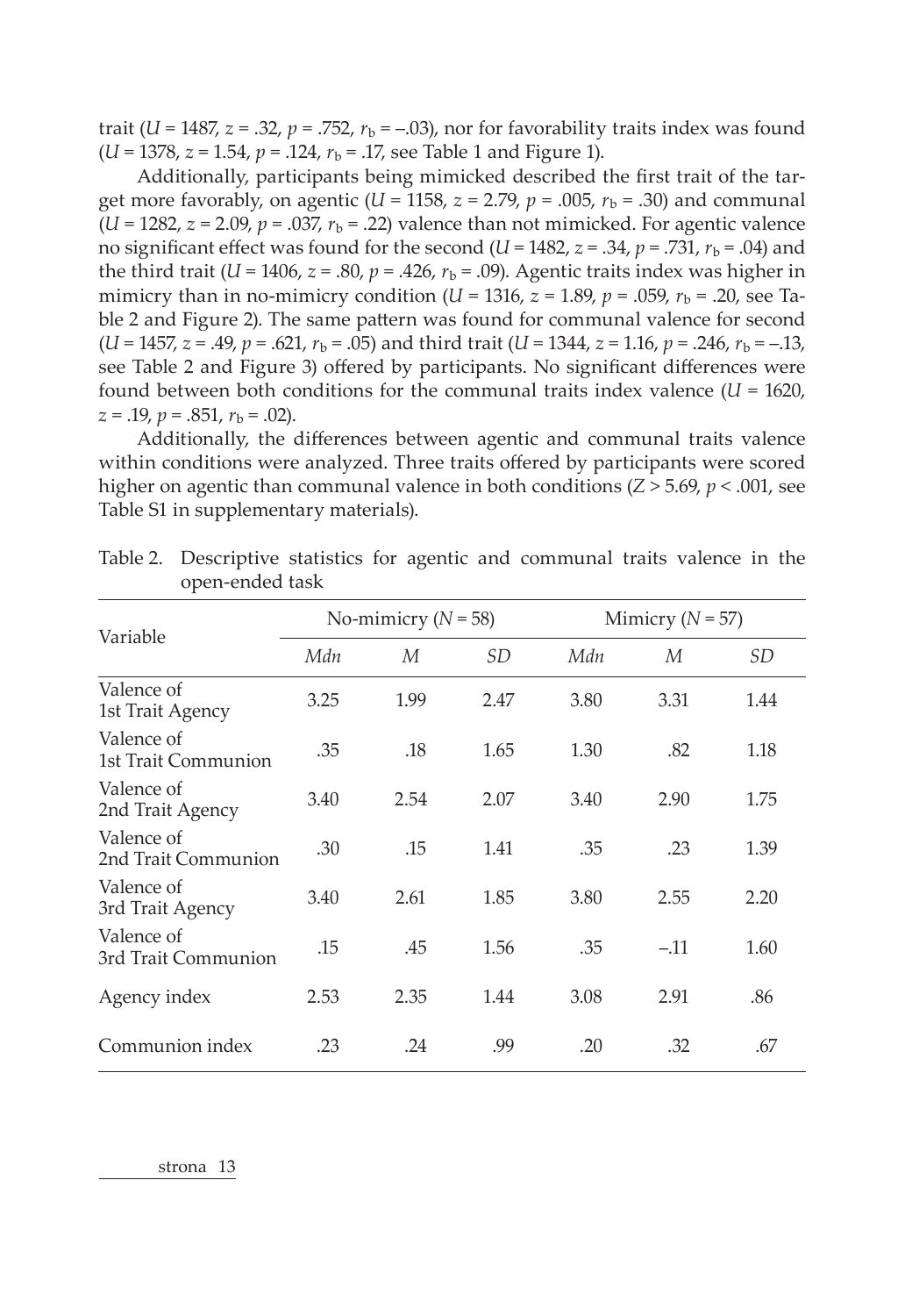trait ($U = 1487$, $z = .32$, $p = .752$, $r_b = -.03$), nor for favorability traits index was found ($U = 1378$, $z = 1.54$, $p = .124$, $r_b = .17$, see Table 1 and Figure 1).

Additionally, participants being mimicked described the first trait of the target more favorably, on agentic ($U = 1158$, $z = 2.79$, $p = .005$, $r_b = .30$) and communal ($U = 1282$, $z = 2.09$, $p = .037$, $r_b = .22$) valence than not mimicked. For agentic valence no significant effect was found for the second ($U = 1482$, $z = .34$, $p = .731$, $r_b = .04$) and the third trait ($U = 1406$, $z = .80$, $p = .426$, $r_b = .09$). Agentic traits index was higher in mimicry than in no-mimicry condition ($U = 1316$, $z = 1.89$, $p = .059$, $r_b = .20$, see Table 2 and Figure 2). The same pattern was found for communal valence for second ($U = 1457$, $z = .49$, $p = .621$, $r_b = .05$) and third trait ($U = 1344$, $z = 1.16$, $p = .246$, $r_b = -.13$, see Table 2 and Figure 3) offered by participants. No significant differences were found between both conditions for the communal traits index valence ($U = 1620$, $z = .19$, $p = .851$, $r_b = .02$).

Additionally, the differences between agentic and communal traits valence within conditions were analyzed. Three traits offered by participants were scored higher on agentic than communal valence in both conditions ($Z > 5.69$, $p < .001$, see Table S1 in supplementary materials).

Table 2. Descriptive statistics for agentic and communal traits valence in the open-ended task

| Variable | No-mimicry ($N = 58$) | | | Mimicry ($N = 57$) | | |
|---|---|---|---|---|---|---|
| | *Mdn* | *M* | *SD* | *Mdn* | *M* | *SD* |
| Valence of 1st Trait Agency | 3.25 | 1.99 | 2.47 | 3.80 | 3.31 | 1.44 |
| Valence of 1st Trait Communion | .35 | .18 | 1.65 | 1.30 | .82 | 1.18 |
| Valence of 2nd Trait Agency | 3.40 | 2.54 | 2.07 | 3.40 | 2.90 | 1.75 |
| Valence of 2nd Trait Communion | .30 | .15 | 1.41 | .35 | .23 | 1.39 |
| Valence of 3rd Trait Agency | 3.40 | 2.61 | 1.85 | 3.80 | 2.55 | 2.20 |
| Valence of 3rd Trait Communion | .15 | .45 | 1.56 | .35 | –.11 | 1.60 |
| Agency index | 2.53 | 2.35 | 1.44 | 3.08 | 2.91 | .86 |
| Communion index | .23 | .24 | .99 | .20 | .32 | .67 |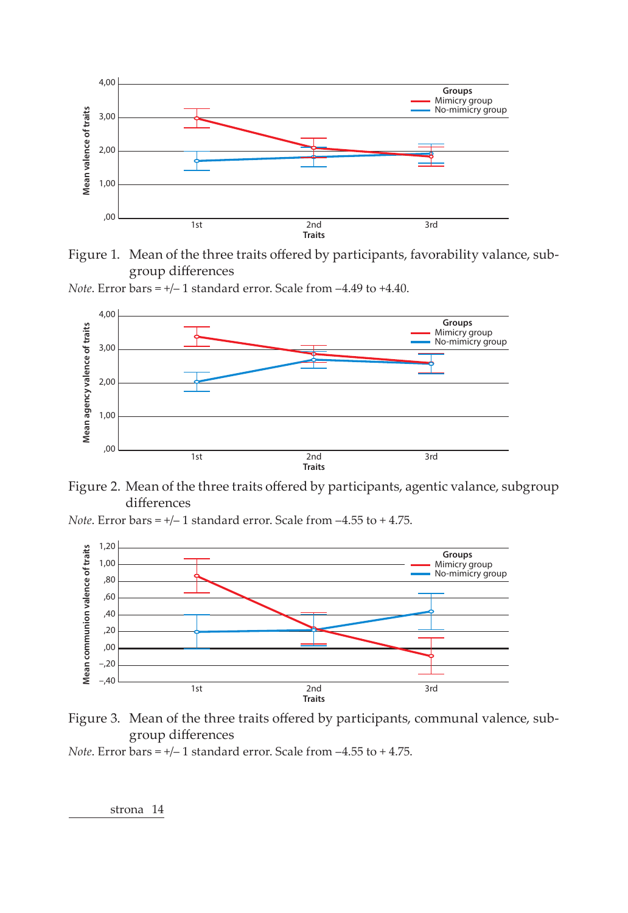Figure 1. Mean of the three traits offered by participants, favorability valance, subgroup differences

*Note*. Error bars = +/– 1 standard error. Scale from –4.49 to +4.40.

Figure 2. Mean of the three traits offered by participants, agentic valance, subgroup differences

*Note*. Error bars = +/– 1 standard error. Scale from –4.55 to + 4.75.

Figure 3. Mean of the three traits offered by participants, communal valence, subgroup differences

*Note*. Error bars = +/– 1 standard error. Scale from –4.55 to + 4.75.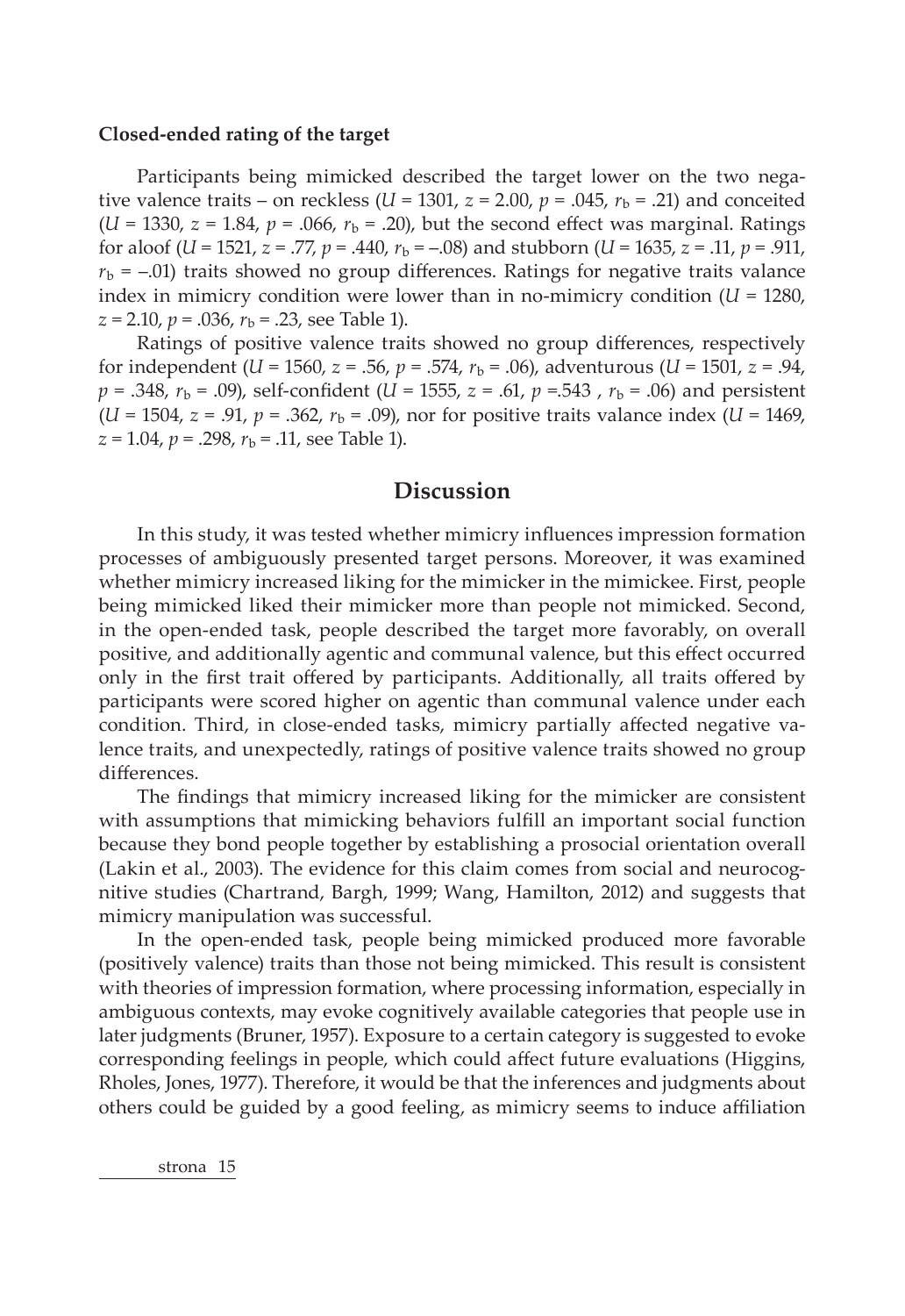**Closed-ended rating of the target**

Participants being mimicked described the target lower on the two negative valence traits – on reckless ($U$ = 1301, $z$ = 2.00, $p$ = .045, $r_b$ = .21) and conceited ($U$ = 1330, $z$ = 1.84, $p$ = .066, $r_b$ = .20), but the second effect was marginal. Ratings for aloof ($U$ = 1521, $z$ = .77, $p$ = .440, $r_b$ = –.08) and stubborn ($U$ = 1635, $z$ = .11, $p$ = .911, $r_b$ = –.01) traits showed no group differences. Ratings for negative traits valance index in mimicry condition were lower than in no-mimicry condition ($U$ = 1280, $z$ = 2.10, $p$ = .036, $r_b$ = .23, see Table 1).

Ratings of positive valence traits showed no group differences, respectively for independent ($U$ = 1560, $z$ = .56, $p$ = .574, $r_b$ = .06), adventurous ($U$ = 1501, $z$ = .94, $p$ = .348, $r_b$ = .09), self-confident ($U$ = 1555, $z$ = .61, $p$ =.543 , $r_b$ = .06) and persistent ($U$ = 1504, $z$ = .91, $p$ = .362, $r_b$ = .09), nor for positive traits valance index ($U$ = 1469, $z$ = 1.04, $p$ = .298, $r_b$ = .11, see Table 1).

## Discussion

In this study, it was tested whether mimicry influences impression formation processes of ambiguously presented target persons. Moreover, it was examined whether mimicry increased liking for the mimicker in the mimickee. First, people being mimicked liked their mimicker more than people not mimicked. Second, in the open-ended task, people described the target more favorably, on overall positive, and additionally agentic and communal valence, but this effect occurred only in the first trait offered by participants. Additionally, all traits offered by participants were scored higher on agentic than communal valence under each condition. Third, in close-ended tasks, mimicry partially affected negative valence traits, and unexpectedly, ratings of positive valence traits showed no group differences.

The findings that mimicry increased liking for the mimicker are consistent with assumptions that mimicking behaviors fulfill an important social function because they bond people together by establishing a prosocial orientation overall (Lakin et al., 2003). The evidence for this claim comes from social and neurocognitive studies (Chartrand, Bargh, 1999; Wang, Hamilton, 2012) and suggests that mimicry manipulation was successful.

In the open-ended task, people being mimicked produced more favorable (positively valence) traits than those not being mimicked. This result is consistent with theories of impression formation, where processing information, especially in ambiguous contexts, may evoke cognitively available categories that people use in later judgments (Bruner, 1957). Exposure to a certain category is suggested to evoke corresponding feelings in people, which could affect future evaluations (Higgins, Rholes, Jones, 1977). Therefore, it would be that the inferences and judgments about others could be guided by a good feeling, as mimicry seems to induce affiliation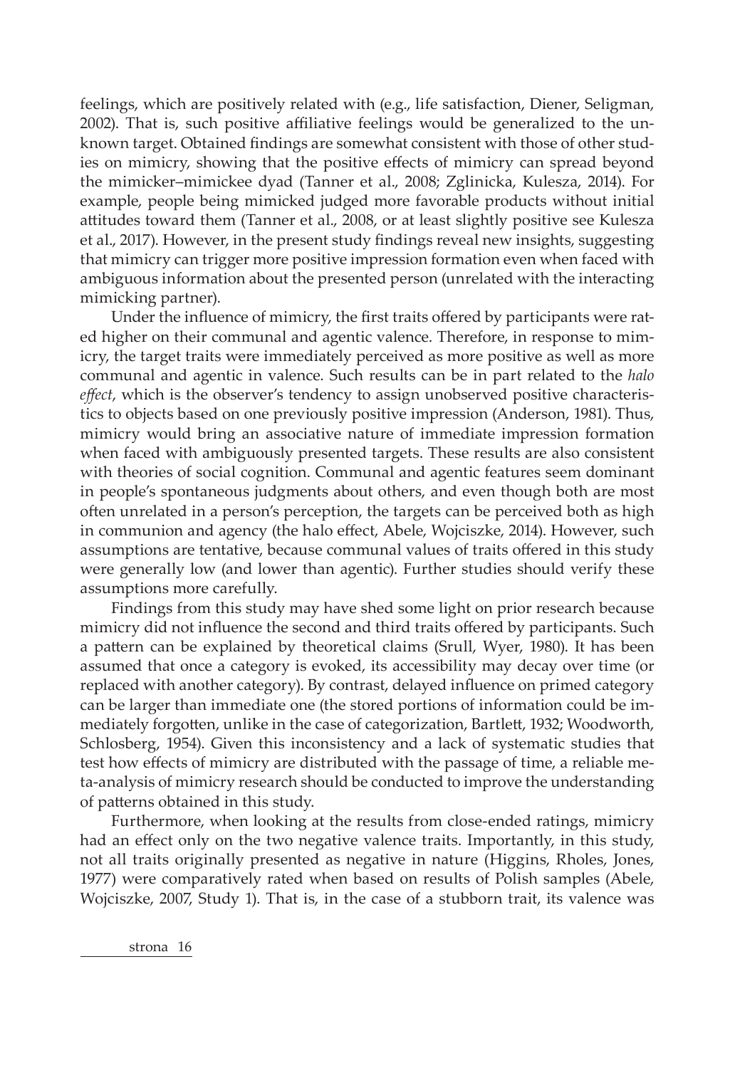feelings, which are positively related with (e.g., life satisfaction, Diener, Seligman, 2002). That is, such positive affiliative feelings would be generalized to the unknown target. Obtained findings are somewhat consistent with those of other studies on mimicry, showing that the positive effects of mimicry can spread beyond the mimicker–mimickee dyad (Tanner et al., 2008; Zglinicka, Kulesza, 2014). For example, people being mimicked judged more favorable products without initial attitudes toward them (Tanner et al., 2008, or at least slightly positive see Kulesza et al., 2017). However, in the present study findings reveal new insights, suggesting that mimicry can trigger more positive impression formation even when faced with ambiguous information about the presented person (unrelated with the interacting mimicking partner).

Under the influence of mimicry, the first traits offered by participants were rated higher on their communal and agentic valence. Therefore, in response to mimicry, the target traits were immediately perceived as more positive as well as more communal and agentic in valence. Such results can be in part related to the *halo effect*, which is the observer's tendency to assign unobserved positive characteristics to objects based on one previously positive impression (Anderson, 1981). Thus, mimicry would bring an associative nature of immediate impression formation when faced with ambiguously presented targets. These results are also consistent with theories of social cognition. Communal and agentic features seem dominant in people's spontaneous judgments about others, and even though both are most often unrelated in a person's perception, the targets can be perceived both as high in communion and agency (the halo effect, Abele, Wojciszke, 2014). However, such assumptions are tentative, because communal values of traits offered in this study were generally low (and lower than agentic). Further studies should verify these assumptions more carefully.

Findings from this study may have shed some light on prior research because mimicry did not influence the second and third traits offered by participants. Such a pattern can be explained by theoretical claims (Srull, Wyer, 1980). It has been assumed that once a category is evoked, its accessibility may decay over time (or replaced with another category). By contrast, delayed influence on primed category can be larger than immediate one (the stored portions of information could be immediately forgotten, unlike in the case of categorization, Bartlett, 1932; Woodworth, Schlosberg, 1954). Given this inconsistency and a lack of systematic studies that test how effects of mimicry are distributed with the passage of time, a reliable meta-analysis of mimicry research should be conducted to improve the understanding of patterns obtained in this study.

Furthermore, when looking at the results from close-ended ratings, mimicry had an effect only on the two negative valence traits. Importantly, in this study, not all traits originally presented as negative in nature (Higgins, Rholes, Jones, 1977) were comparatively rated when based on results of Polish samples (Abele, Wojciszke, 2007, Study 1). That is, in the case of a stubborn trait, its valence was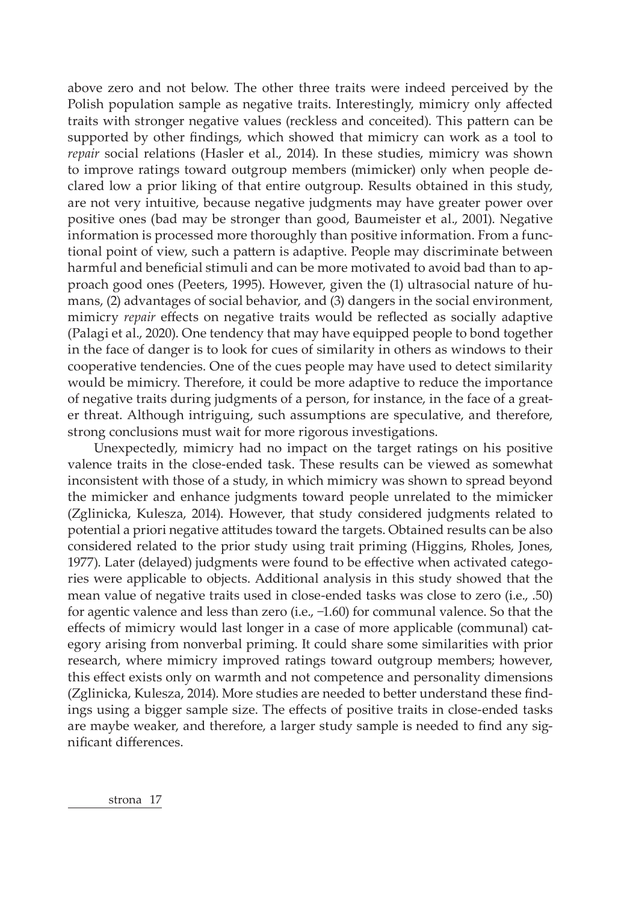above zero and not below. The other three traits were indeed perceived by the Polish population sample as negative traits. Interestingly, mimicry only affected traits with stronger negative values (reckless and conceited). This pattern can be supported by other findings, which showed that mimicry can work as a tool to *repair* social relations (Hasler et al., 2014). In these studies, mimicry was shown to improve ratings toward outgroup members (mimicker) only when people declared low a prior liking of that entire outgroup. Results obtained in this study, are not very intuitive, because negative judgments may have greater power over positive ones (bad may be stronger than good, Baumeister et al., 2001). Negative information is processed more thoroughly than positive information. From a functional point of view, such a pattern is adaptive. People may discriminate between harmful and beneficial stimuli and can be more motivated to avoid bad than to approach good ones (Peeters, 1995). However, given the (1) ultrasocial nature of humans, (2) advantages of social behavior, and (3) dangers in the social environment, mimicry *repair* effects on negative traits would be reflected as socially adaptive (Palagi et al., 2020). One tendency that may have equipped people to bond together in the face of danger is to look for cues of similarity in others as windows to their cooperative tendencies. One of the cues people may have used to detect similarity would be mimicry. Therefore, it could be more adaptive to reduce the importance of negative traits during judgments of a person, for instance, in the face of a greater threat. Although intriguing, such assumptions are speculative, and therefore, strong conclusions must wait for more rigorous investigations.

Unexpectedly, mimicry had no impact on the target ratings on his positive valence traits in the close-ended task. These results can be viewed as somewhat inconsistent with those of a study, in which mimicry was shown to spread beyond the mimicker and enhance judgments toward people unrelated to the mimicker (Zglinicka, Kulesza, 2014). However, that study considered judgments related to potential a priori negative attitudes toward the targets. Obtained results can be also considered related to the prior study using trait priming (Higgins, Rholes, Jones, 1977). Later (delayed) judgments were found to be effective when activated categories were applicable to objects. Additional analysis in this study showed that the mean value of negative traits used in close-ended tasks was close to zero (i.e., .50) for agentic valence and less than zero (i.e., −1.60) for communal valence. So that the effects of mimicry would last longer in a case of more applicable (communal) category arising from nonverbal priming. It could share some similarities with prior research, where mimicry improved ratings toward outgroup members; however, this effect exists only on warmth and not competence and personality dimensions (Zglinicka, Kulesza, 2014). More studies are needed to better understand these findings using a bigger sample size. The effects of positive traits in close-ended tasks are maybe weaker, and therefore, a larger study sample is needed to find any significant differences.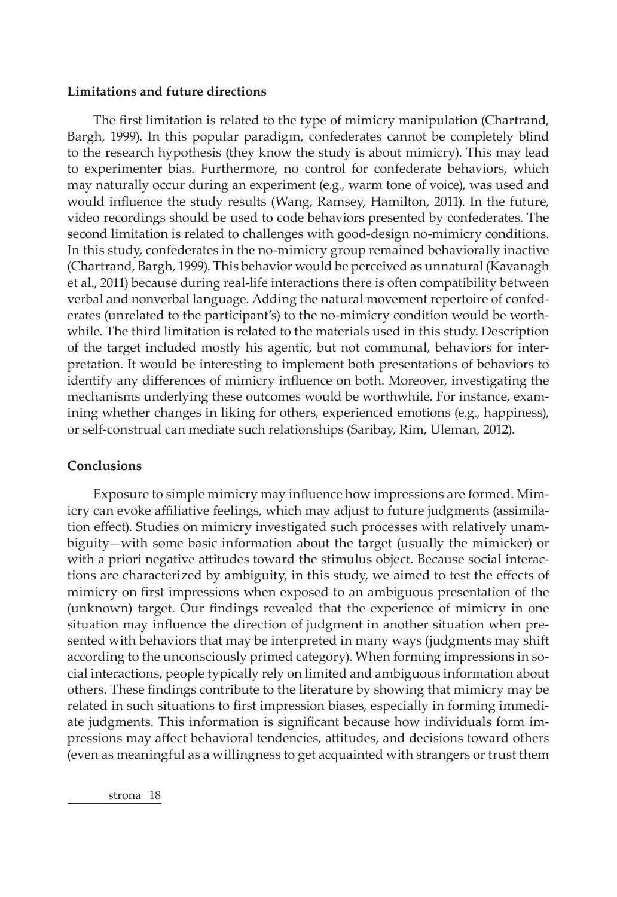## Limitations and future directions

The first limitation is related to the type of mimicry manipulation (Chartrand, Bargh, 1999). In this popular paradigm, confederates cannot be completely blind to the research hypothesis (they know the study is about mimicry). This may lead to experimenter bias. Furthermore, no control for confederate behaviors, which may naturally occur during an experiment (e.g., warm tone of voice), was used and would influence the study results (Wang, Ramsey, Hamilton, 2011). In the future, video recordings should be used to code behaviors presented by confederates. The second limitation is related to challenges with good-design no-mimicry conditions. In this study, confederates in the no-mimicry group remained behaviorally inactive (Chartrand, Bargh, 1999). This behavior would be perceived as unnatural (Kavanagh et al., 2011) because during real-life interactions there is often compatibility between verbal and nonverbal language. Adding the natural movement repertoire of confederates (unrelated to the participant's) to the no-mimicry condition would be worthwhile. The third limitation is related to the materials used in this study. Description of the target included mostly his agentic, but not communal, behaviors for interpretation. It would be interesting to implement both presentations of behaviors to identify any differences of mimicry influence on both. Moreover, investigating the mechanisms underlying these outcomes would be worthwhile. For instance, examining whether changes in liking for others, experienced emotions (e.g., happiness), or self-construal can mediate such relationships (Saribay, Rim, Uleman, 2012).

## Conclusions

Exposure to simple mimicry may influence how impressions are formed. Mimicry can evoke affiliative feelings, which may adjust to future judgments (assimilation effect). Studies on mimicry investigated such processes with relatively unambiguity—with some basic information about the target (usually the mimicker) or with a priori negative attitudes toward the stimulus object. Because social interactions are characterized by ambiguity, in this study, we aimed to test the effects of mimicry on first impressions when exposed to an ambiguous presentation of the (unknown) target. Our findings revealed that the experience of mimicry in one situation may influence the direction of judgment in another situation when presented with behaviors that may be interpreted in many ways (judgments may shift according to the unconsciously primed category). When forming impressions in social interactions, people typically rely on limited and ambiguous information about others. These findings contribute to the literature by showing that mimicry may be related in such situations to first impression biases, especially in forming immediate judgments. This information is significant because how individuals form impressions may affect behavioral tendencies, attitudes, and decisions toward others (even as meaningful as a willingness to get acquainted with strangers or trust them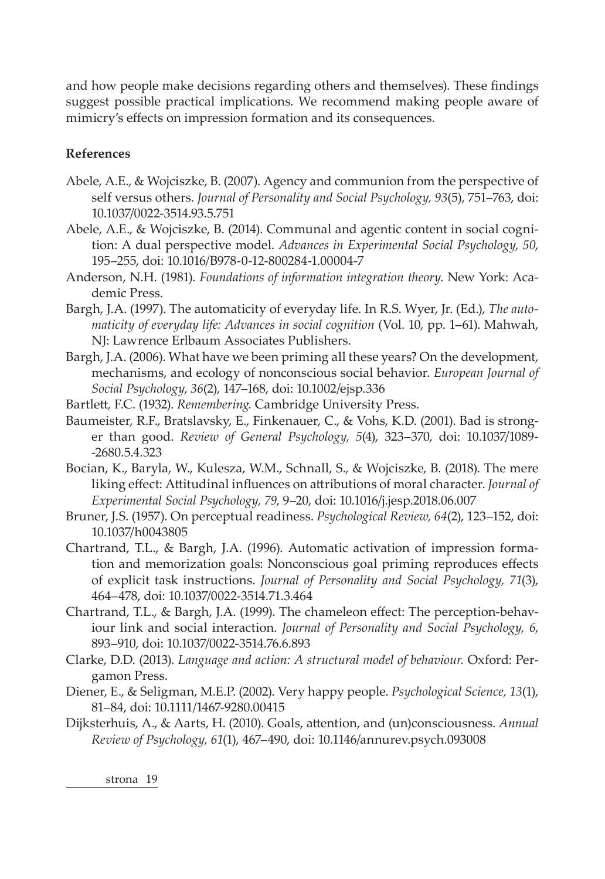and how people make decisions regarding others and themselves). These findings suggest possible practical implications. We recommend making people aware of mimicry's effects on impression formation and its consequences.

### References

Abele, A.E., & Wojciszke, B. (2007). Agency and communion from the perspective of self versus others. *Journal of Personality and Social Psychology, 93*(5), 751–763, doi: 10.1037/0022-3514.93.5.751

Abele, A.E., & Wojciszke, B. (2014). Communal and agentic content in social cognition: A dual perspective model. *Advances in Experimental Social Psychology, 50*, 195–255, doi: 10.1016/B978-0-12-800284-1.00004-7

Anderson, N.H. (1981). *Foundations of information integration theory*. New York: Academic Press.

Bargh, J.A. (1997). The automaticity of everyday life. In R.S. Wyer, Jr. (Ed.), *The automaticity of everyday life: Advances in social cognition* (Vol. 10, pp. 1–61). Mahwah, NJ: Lawrence Erlbaum Associates Publishers.

Bargh, J.A. (2006). What have we been priming all these years? On the development, mechanisms, and ecology of nonconscious social behavior. *European Journal of Social Psychology, 36*(2), 147–168, doi: 10.1002/ejsp.336

Bartlett, F.C. (1932). *Remembering.* Cambridge University Press.

Baumeister, R.F., Bratslavsky, E., Finkenauer, C., & Vohs, K.D. (2001). Bad is stronger than good. *Review of General Psychology, 5*(4), 323–370, doi: 10.1037/1089-2680.5.4.323

Bocian, K., Baryla, W., Kulesza, W.M., Schnall, S., & Wojciszke, B. (2018). The mere liking effect: Attitudinal influences on attributions of moral character. *Journal of Experimental Social Psychology, 79*, 9–20, doi: 10.1016/j.jesp.2018.06.007

Bruner, J.S. (1957). On perceptual readiness. *Psychological Review, 64*(2), 123–152, doi: 10.1037/h0043805

Chartrand, T.L., & Bargh, J.A. (1996). Automatic activation of impression formation and memorization goals: Nonconscious goal priming reproduces effects of explicit task instructions. *Journal of Personality and Social Psychology, 71*(3), 464–478, doi: 10.1037/0022-3514.71.3.464

Chartrand, T.L., & Bargh, J.A. (1999). The chameleon effect: The perception-behaviour link and social interaction. *Journal of Personality and Social Psychology, 6*, 893–910, doi: 10.1037/0022-3514.76.6.893

Clarke, D.D. (2013). *Language and action: A structural model of behaviour.* Oxford: Pergamon Press.

Diener, E., & Seligman, M.E.P. (2002). Very happy people. *Psychological Science, 13*(1), 81–84, doi: 10.1111/1467-9280.00415

Dijksterhuis, A., & Aarts, H. (2010). Goals, attention, and (un)consciousness. *Annual Review of Psychology, 61*(1), 467–490, doi: 10.1146/annurev.psych.093008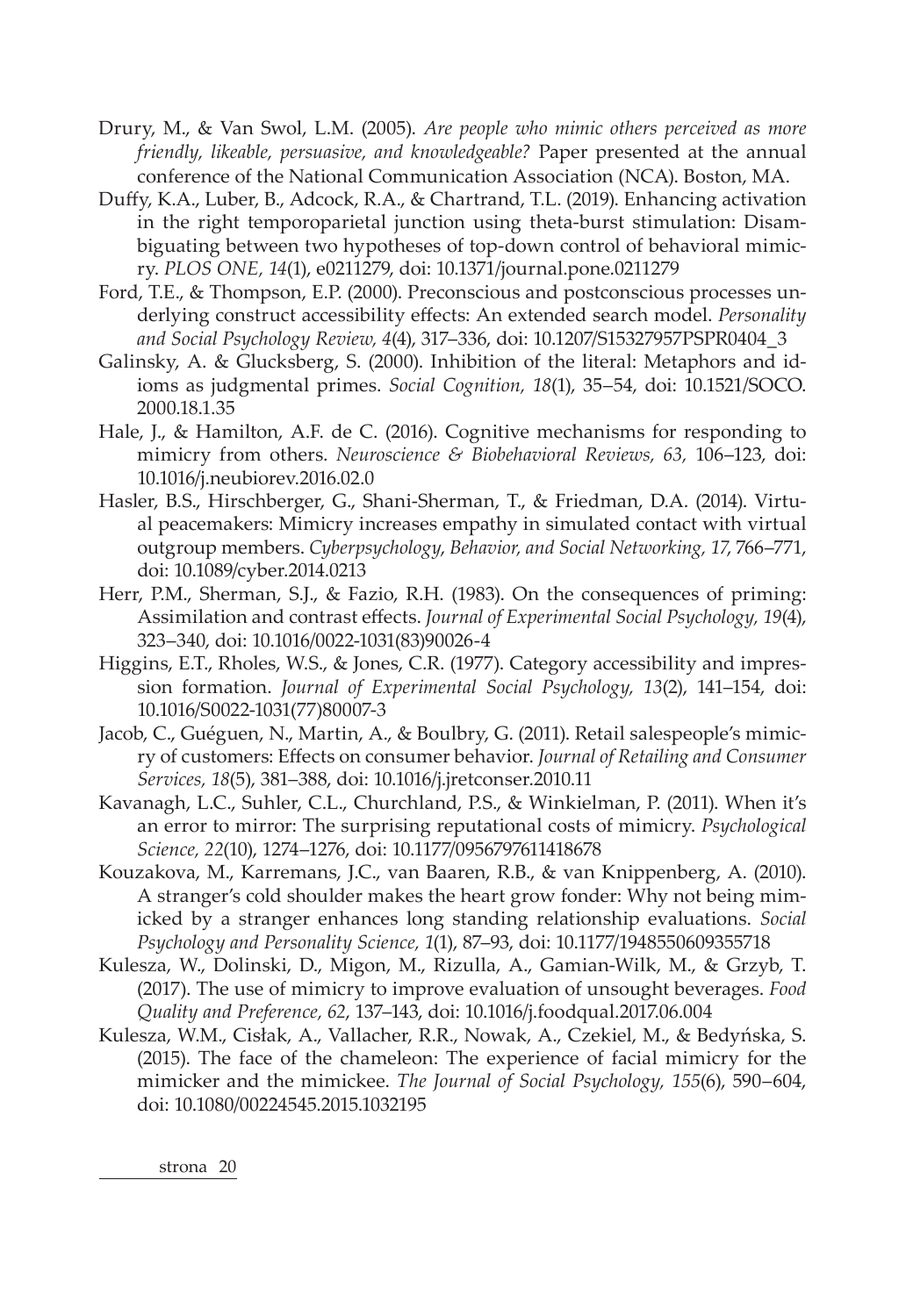Drury, M., & Van Swol, L.M. (2005). *Are people who mimic others perceived as more friendly, likeable, persuasive, and knowledgeable?* Paper presented at the annual conference of the National Communication Association (NCA). Boston, MA.

Duffy, K.A., Luber, B., Adcock, R.A., & Chartrand, T.L. (2019). Enhancing activation in the right temporoparietal junction using theta-burst stimulation: Disambiguating between two hypotheses of top-down control of behavioral mimicry. *PLOS ONE, 14*(1), e0211279, doi: 10.1371/journal.pone.0211279

Ford, T.E., & Thompson, E.P. (2000). Preconscious and postconscious processes underlying construct accessibility effects: An extended search model. *Personality and Social Psychology Review, 4*(4), 317–336, doi: 10.1207/S15327957PSPR0404_3

Galinsky, A. & Glucksberg, S. (2000). Inhibition of the literal: Metaphors and idioms as judgmental primes. *Social Cognition, 18*(1), 35–54, doi: 10.1521/SOCO.2000.18.1.35

Hale, J., & Hamilton, A.F. de C. (2016). Cognitive mechanisms for responding to mimicry from others. *Neuroscience & Biobehavioral Reviews, 63*, 106–123, doi: 10.1016/j.neubiorev.2016.02.0

Hasler, B.S., Hirschberger, G., Shani-Sherman, T., & Friedman, D.A. (2014). Virtual peacemakers: Mimicry increases empathy in simulated contact with virtual outgroup members. *Cyberpsychology, Behavior, and Social Networking, 17*, 766–771, doi: 10.1089/cyber.2014.0213

Herr, P.M., Sherman, S.J., & Fazio, R.H. (1983). On the consequences of priming: Assimilation and contrast effects. *Journal of Experimental Social Psychology, 19*(4), 323–340, doi: 10.1016/0022-1031(83)90026-4

Higgins, E.T., Rholes, W.S., & Jones, C.R. (1977). Category accessibility and impression formation. *Journal of Experimental Social Psychology, 13*(2), 141–154, doi: 10.1016/S0022-1031(77)80007-3

Jacob, C., Guéguen, N., Martin, A., & Boulbry, G. (2011). Retail salespeople's mimicry of customers: Effects on consumer behavior. *Journal of Retailing and Consumer Services, 18*(5), 381–388, doi: 10.1016/j.jretconser.2010.11

Kavanagh, L.C., Suhler, C.L., Churchland, P.S., & Winkielman, P. (2011). When it's an error to mirror: The surprising reputational costs of mimicry. *Psychological Science, 22*(10), 1274–1276, doi: 10.1177/0956797611418678

Kouzakova, M., Karremans, J.C., van Baaren, R.B., & van Knippenberg, A. (2010). A stranger's cold shoulder makes the heart grow fonder: Why not being mimicked by a stranger enhances long standing relationship evaluations. *Social Psychology and Personality Science, 1*(1), 87–93, doi: 10.1177/1948550609355718

Kulesza, W., Dolinski, D., Migon, M., Rizulla, A., Gamian-Wilk, M., & Grzyb, T. (2017). The use of mimicry to improve evaluation of unsought beverages. *Food Quality and Preference, 62*, 137–143, doi: 10.1016/j.foodqual.2017.06.004

Kulesza, W.M., Cisłak, A., Vallacher, R.R., Nowak, A., Czekiel, M., & Bedyńska, S. (2015). The face of the chameleon: The experience of facial mimicry for the mimicker and the mimickee. *The Journal of Social Psychology, 155*(6), 590–604, doi: 10.1080/00224545.2015.1032195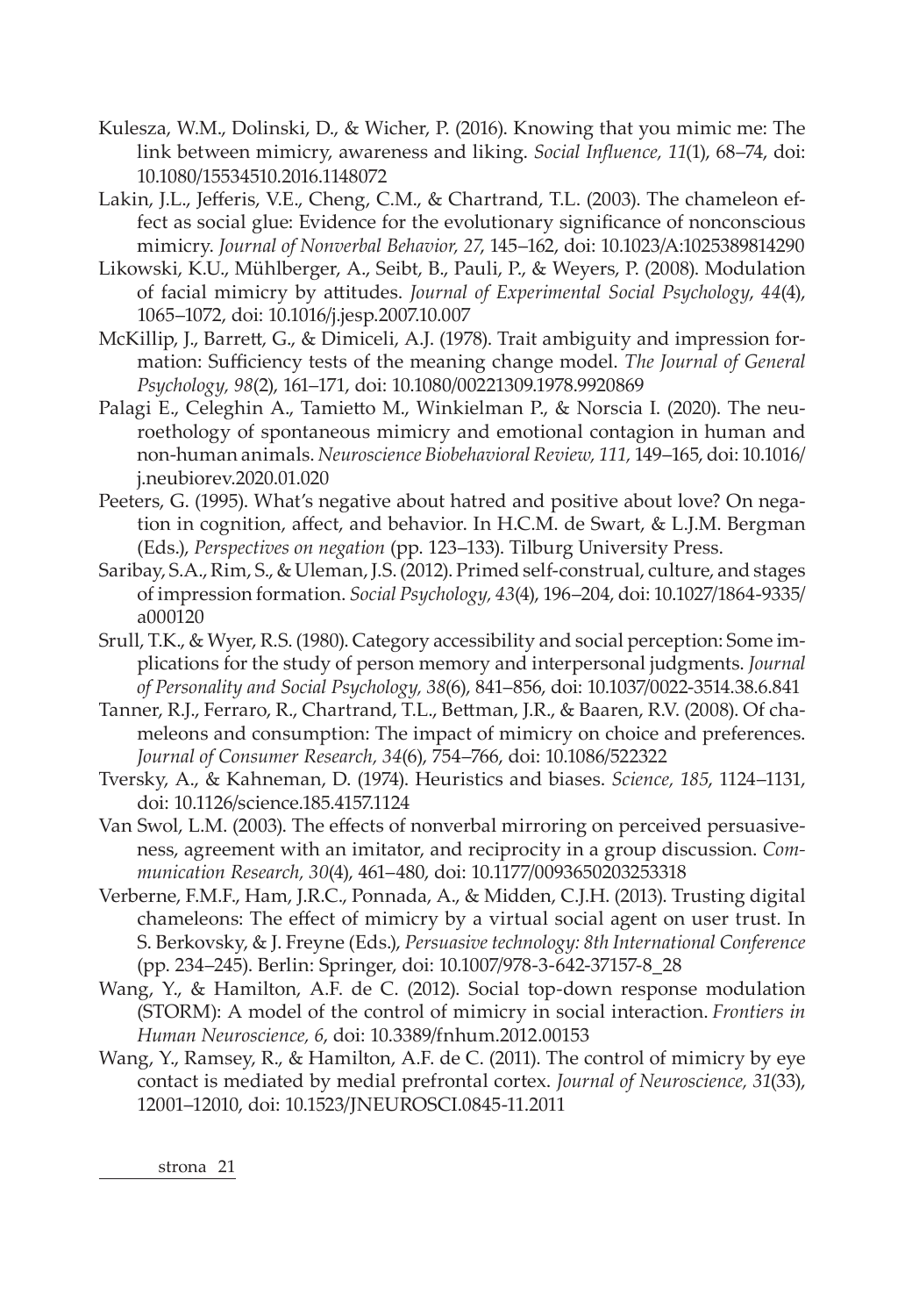Kulesza, W.M., Dolinski, D., & Wicher, P. (2016). Knowing that you mimic me: The link between mimicry, awareness and liking. *Social Influence, 11*(1), 68–74, doi: 10.1080/15534510.2016.1148072

Lakin, J.L., Jefferis, V.E., Cheng, C.M., & Chartrand, T.L. (2003). The chameleon effect as social glue: Evidence for the evolutionary significance of nonconscious mimicry. *Journal of Nonverbal Behavior, 27*, 145–162, doi: 10.1023/A:1025389814290

Likowski, K.U., Mühlberger, A., Seibt, B., Pauli, P., & Weyers, P. (2008). Modulation of facial mimicry by attitudes. *Journal of Experimental Social Psychology*, *44*(4), 1065–1072, doi: 10.1016/j.jesp.2007.10.007

McKillip, J., Barrett, G., & Dimiceli, A.J. (1978). Trait ambiguity and impression formation: Sufficiency tests of the meaning change model. *The Journal of General Psychology, 98*(2), 161–171, doi: 10.1080/00221309.1978.9920869

Palagi E., Celeghin A., Tamietto M., Winkielman P., & Norscia I. (2020). The neuroethology of spontaneous mimicry and emotional contagion in human and non-human animals. *Neuroscience Biobehavioral Review, 111*, 149–165, doi: 10.1016/j.neubiorev.2020.01.020

Peeters, G. (1995). What's negative about hatred and positive about love? On negation in cognition, affect, and behavior. In H.C.M. de Swart, & L.J.M. Bergman (Eds.), *Perspectives on negation* (pp. 123–133). Tilburg University Press.

Saribay, S.A., Rim, S., & Uleman, J.S. (2012). Primed self-construal, culture, and stages of impression formation. *Social Psychology, 43*(4), 196–204, doi: 10.1027/1864-9335/a000120

Srull, T.K., & Wyer, R.S. (1980). Category accessibility and social perception: Some implications for the study of person memory and interpersonal judgments. *Journal of Personality and Social Psychology, 38*(6), 841–856, doi: 10.1037/0022-3514.38.6.841

Tanner, R.J., Ferraro, R., Chartrand, T.L., Bettman, J.R., & Baaren, R.V. (2008). Of chameleons and consumption: The impact of mimicry on choice and preferences. *Journal of Consumer Research, 34*(6), 754–766, doi: 10.1086/522322

Tversky, A., & Kahneman, D. (1974). Heuristics and biases. *Science, 185*, 1124–1131, doi: 10.1126/science.185.4157.1124

Van Swol, L.M. (2003). The effects of nonverbal mirroring on perceived persuasiveness, agreement with an imitator, and reciprocity in a group discussion. *Communication Research, 30*(4), 461–480, doi: 10.1177/0093650203253318

Verberne, F.M.F., Ham, J.R.C., Ponnada, A., & Midden, C.J.H. (2013). Trusting digital chameleons: The effect of mimicry by a virtual social agent on user trust. In S. Berkovsky, & J. Freyne (Eds.), *Persuasive technology: 8th International Conference* (pp. 234–245). Berlin: Springer, doi: 10.1007/978-3-642-37157-8_28

Wang, Y., & Hamilton, A.F. de C. (2012). Social top-down response modulation (STORM): A model of the control of mimicry in social interaction. *Frontiers in Human Neuroscience, 6*, doi: 10.3389/fnhum.2012.00153

Wang, Y., Ramsey, R., & Hamilton, A.F. de C. (2011). The control of mimicry by eye contact is mediated by medial prefrontal cortex. *Journal of Neuroscience, 31*(33), 12001–12010, doi: 10.1523/JNEUROSCI.0845-11.2011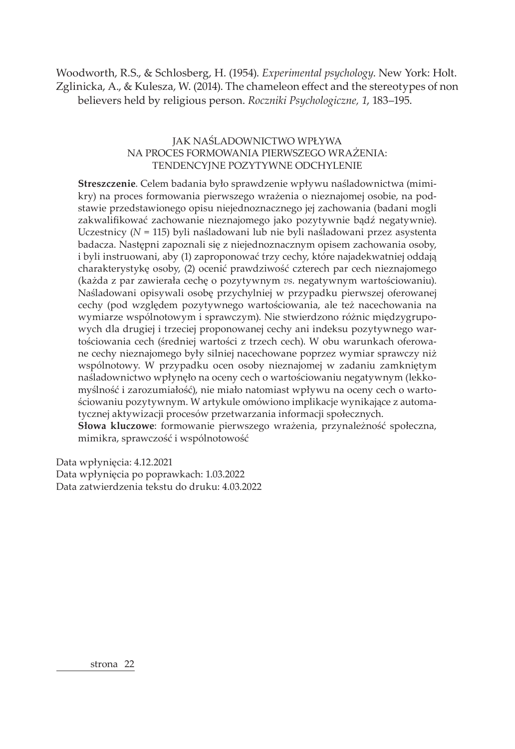Woodworth, R.S., & Schlosberg, H. (1954). *Experimental psychology*. New York: Holt.

Zglinicka, A., & Kulesza, W. (2014). The chameleon effect and the stereotypes of non believers held by religious person. *Roczniki Psychologiczne, 1*, 183–195.

## JAK NAŚLADOWNICTWO WPŁYWA NA PROCES FORMOWANIA PIERWSZEGO WRAŻENIA: TENDENCYJNE POZYTYWNE ODCHYLENIE

**Streszczenie**. Celem badania było sprawdzenie wpływu naśladownictwa (mimikry) na proces formowania pierwszego wrażenia o nieznajomej osobie, na podstawie przedstawionego opisu niejednoznacznego jej zachowania (badani mogli zakwalifikować zachowanie nieznajomego jako pozytywnie bądź negatywnie). Uczestnicy (*N* = 115) byli naśladowani lub nie byli naśladowani przez asystenta badacza. Następni zapoznali się z niejednoznacznym opisem zachowania osoby, i byli instruowani, aby (1) zaproponować trzy cechy, które najadekwatniej oddają charakterystykę osoby, (2) ocenić prawdziwość czterech par cech nieznajomego (każda z par zawierała cechę o pozytywnym *vs.* negatywnym wartościowaniu). Naśladowani opisywali osobę przychylniej w przypadku pierwszej oferowanej cechy (pod względem pozytywnego wartościowania, ale też nacechowania na wymiarze wspólnotowym i sprawczym). Nie stwierdzono różnic międzygrupowych dla drugiej i trzeciej proponowanej cechy ani indeksu pozytywnego wartościowania cech (średniej wartości z trzech cech). W obu warunkach oferowane cechy nieznajomego były silniej nacechowane poprzez wymiar sprawczy niż wspólnotowy. W przypadku ocen osoby nieznajomej w zadaniu zamkniętym naśladownictwo wpłynęło na oceny cech o wartościowaniu negatywnym (lekkomyślność i zarozumiałość), nie miało natomiast wpływu na oceny cech o wartościowaniu pozytywnym. W artykule omówiono implikacje wynikające z automatycznej aktywizacji procesów przetwarzania informacji społecznych.

**Słowa kluczowe**: formowanie pierwszego wrażenia, przynależność społeczna, mimikra, sprawczość i wspólnotowość

Data wpłynięcia: 4.12.2021
Data wpłynięcia po poprawkach: 1.03.2022
Data zatwierdzenia tekstu do druku: 4.03.2022